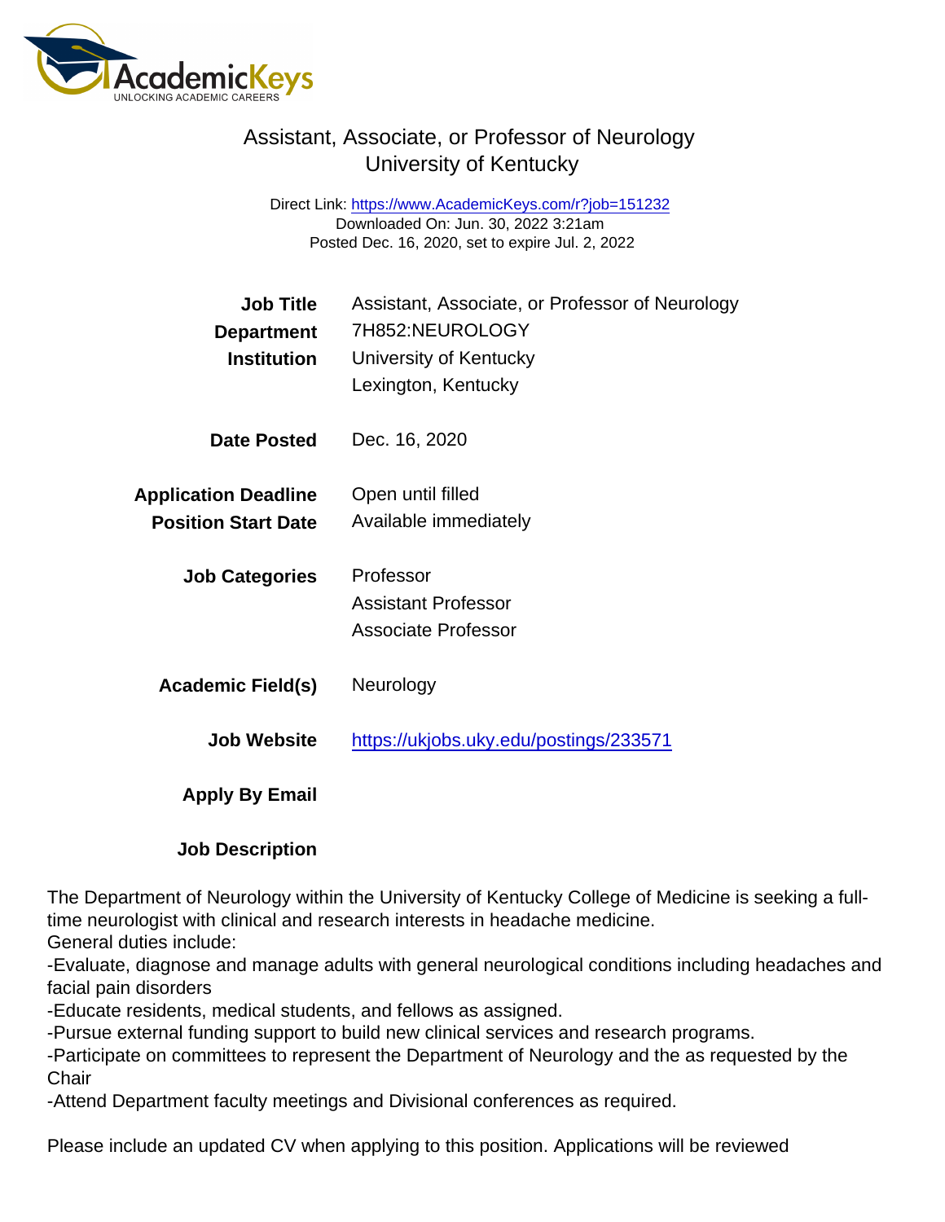# Assistant, Associate, or Professor of Neurology
## University of Kentucky

Direct Link: https://www.AcademicKeys.com/r?job=151232
Downloaded On: Jun. 30, 2022 3:21am
Posted Dec. 16, 2020, set to expire Jul. 2, 2022

| | |
|---|---|
| **Job Title** | Assistant, Associate, or Professor of Neurology |
| **Department** | 7H852:NEUROLOGY |
| **Institution** | University of Kentucky<br>Lexington, Kentucky |
| **Date Posted** | Dec. 16, 2020 |
| **Application Deadline** | Open until filled |
| **Position Start Date** | Available immediately |
| **Job Categories** | Professor<br>Assistant Professor<br>Associate Professor |
| **Academic Field(s)** | Neurology |
| **Job Website** | https://ukjobs.uky.edu/postings/233571 |
| **Apply By Email** | |

**Job Description**

The Department of Neurology within the University of Kentucky College of Medicine is seeking a full-time neurologist with clinical and research interests in headache medicine.
General duties include:
-Evaluate, diagnose and manage adults with general neurological conditions including headaches and facial pain disorders
-Educate residents, medical students, and fellows as assigned.
-Pursue external funding support to build new clinical services and research programs.
-Participate on committees to represent the Department of Neurology and the as requested by the Chair
-Attend Department faculty meetings and Divisional conferences as required.

Please include an updated CV when applying to this position. Applications will be reviewed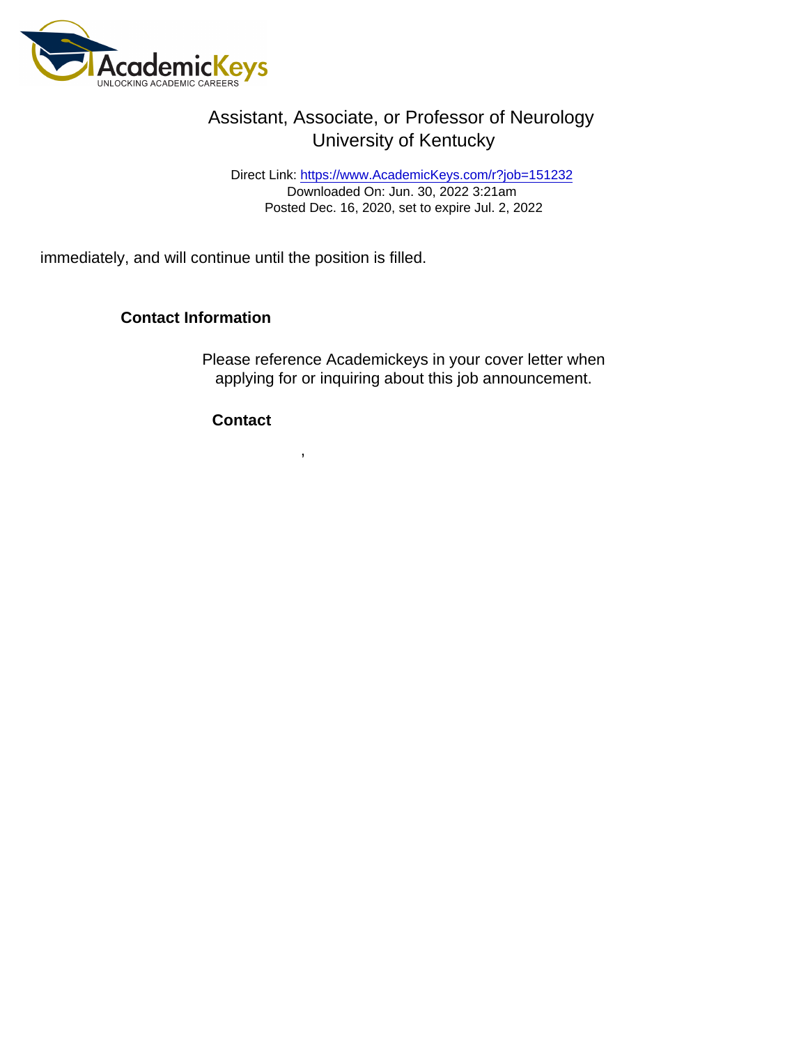immediately, and will continue until the position is filled.

### Contact Information

Please reference Academickeys in your cover letter when applying for or inquiring about this job announcement.

#### Contact

,